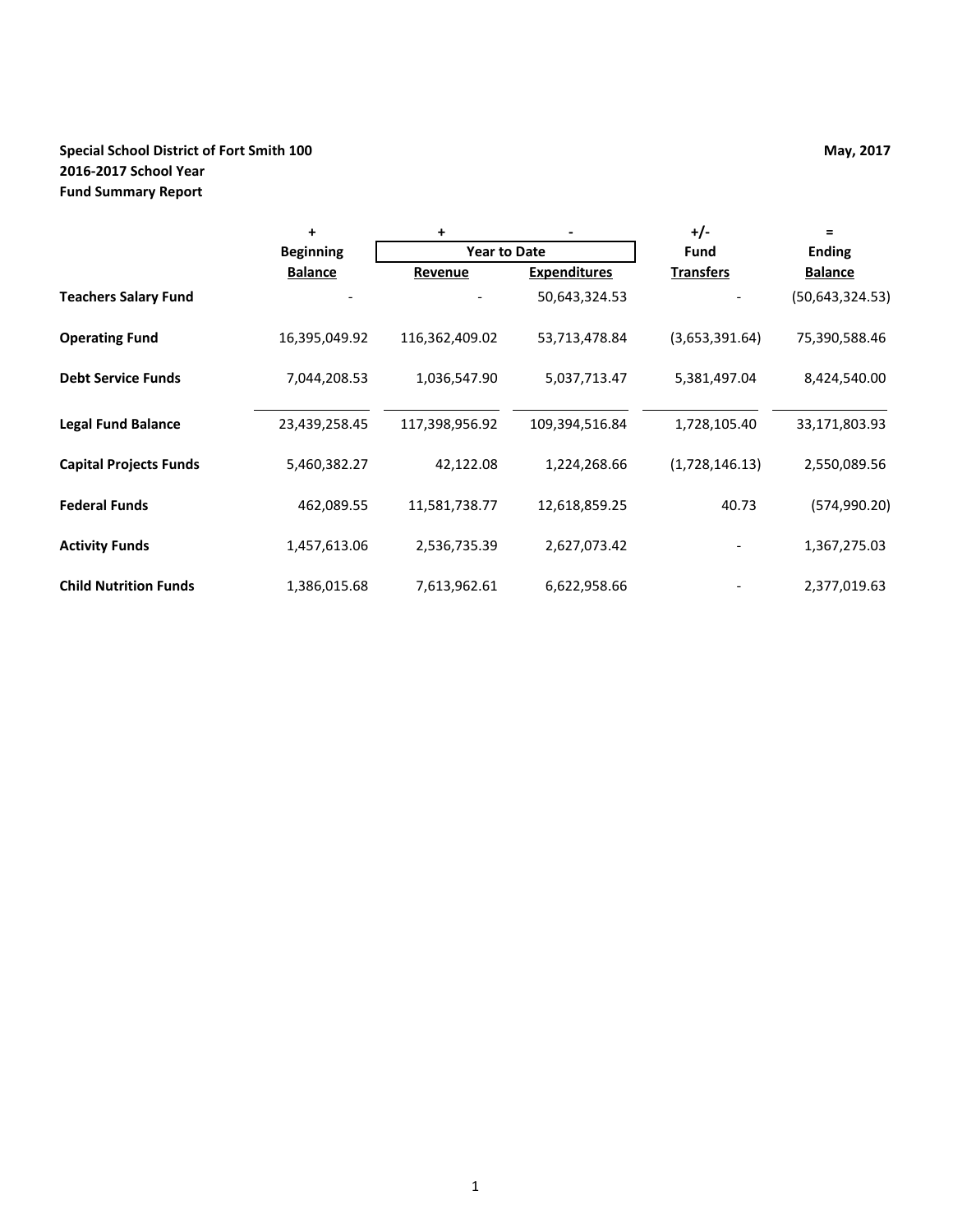**Special School District of Fort Smith 100**
**2016-2017 School Year**
**Fund Summary Report**

**May, 2017**

| | + | + | - | +/- | = |
|---|---|---|---|---|---|
| | **Beginning** | **Year to Date** | | **Fund** | **Ending** |
| | **Balance** | **Revenue** | **Expenditures** | **Transfers** | **Balance** |
| **Teachers Salary Fund** | - | - | 50,643,324.53 | - | (50,643,324.53) |
| **Operating Fund** | 16,395,049.92 | 116,362,409.02 | 53,713,478.84 | (3,653,391.64) | 75,390,588.46 |
| **Debt Service Funds** | 7,044,208.53 | 1,036,547.90 | 5,037,713.47 | 5,381,497.04 | 8,424,540.00 |
| **Legal Fund Balance** | 23,439,258.45 | 117,398,956.92 | 109,394,516.84 | 1,728,105.40 | 33,171,803.93 |
| **Capital Projects Funds** | 5,460,382.27 | 42,122.08 | 1,224,268.66 | (1,728,146.13) | 2,550,089.56 |
| **Federal Funds** | 462,089.55 | 11,581,738.77 | 12,618,859.25 | 40.73 | (574,990.20) |
| **Activity Funds** | 1,457,613.06 | 2,536,735.39 | 2,627,073.42 | - | 1,367,275.03 |
| **Child Nutrition Funds** | 1,386,015.68 | 7,613,962.61 | 6,622,958.66 | - | 2,377,019.63 |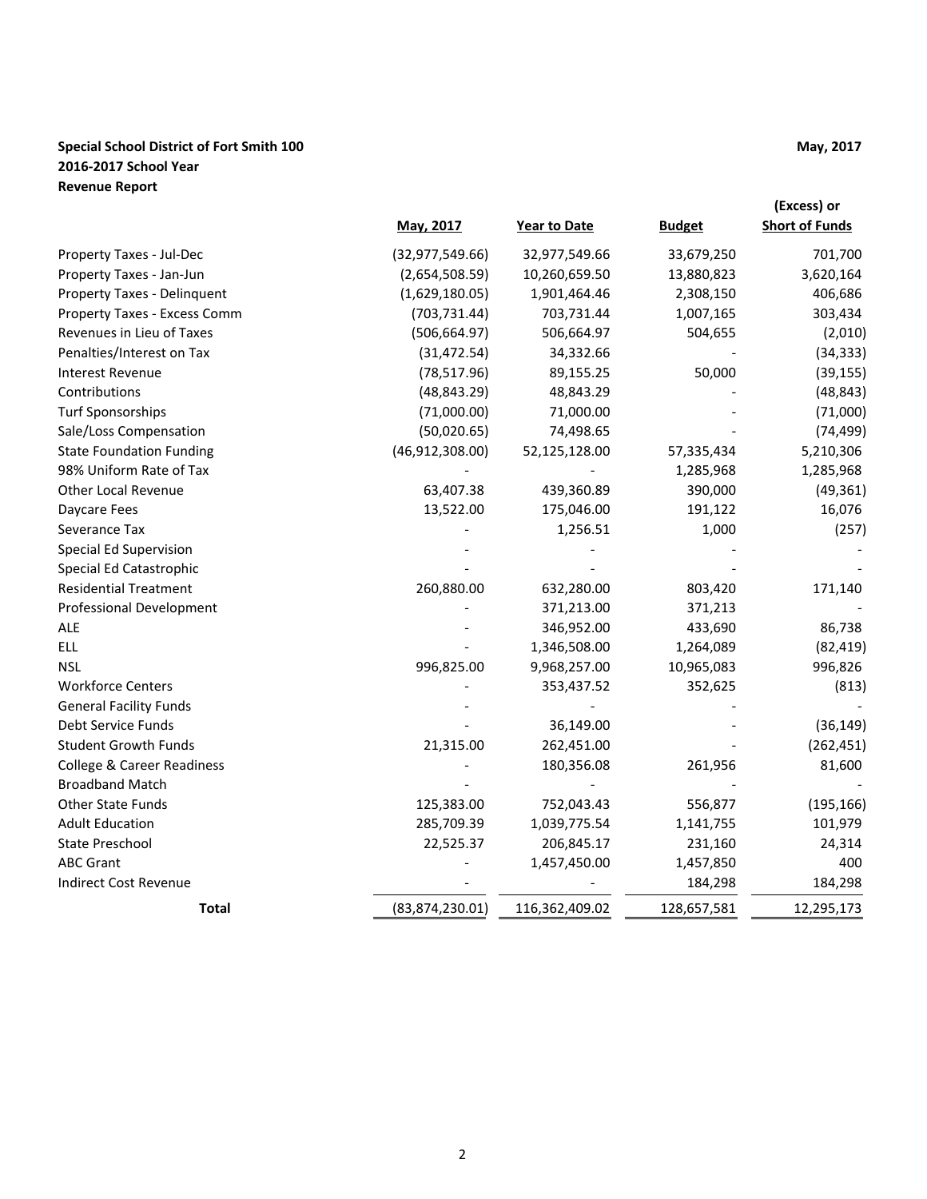**Special School District of Fort Smith 100**
**2016-2017 School Year**
**Revenue Report**

**May, 2017**

| | May, 2017 | Year to Date | Budget | (Excess) or Short of Funds |
|---|---|---|---|---|
| Property Taxes - Jul-Dec | (32,977,549.66) | 32,977,549.66 | 33,679,250 | 701,700 |
| Property Taxes - Jan-Jun | (2,654,508.59) | 10,260,659.50 | 13,880,823 | 3,620,164 |
| Property Taxes - Delinquent | (1,629,180.05) | 1,901,464.46 | 2,308,150 | 406,686 |
| Property Taxes - Excess Comm | (703,731.44) | 703,731.44 | 1,007,165 | 303,434 |
| Revenues in Lieu of Taxes | (506,664.97) | 506,664.97 | 504,655 | (2,010) |
| Penalties/Interest on Tax | (31,472.54) | 34,332.66 | - | (34,333) |
| Interest Revenue | (78,517.96) | 89,155.25 | 50,000 | (39,155) |
| Contributions | (48,843.29) | 48,843.29 | - | (48,843) |
| Turf Sponsorships | (71,000.00) | 71,000.00 | - | (71,000) |
| Sale/Loss Compensation | (50,020.65) | 74,498.65 | - | (74,499) |
| State Foundation Funding | (46,912,308.00) | 52,125,128.00 | 57,335,434 | 5,210,306 |
| 98% Uniform Rate of Tax | - | - | 1,285,968 | 1,285,968 |
| Other Local Revenue | 63,407.38 | 439,360.89 | 390,000 | (49,361) |
| Daycare Fees | 13,522.00 | 175,046.00 | 191,122 | 16,076 |
| Severance Tax | - | 1,256.51 | 1,000 | (257) |
| Special Ed Supervision | - | - | - | - |
| Special Ed Catastrophic | - | - | - | - |
| Residential Treatment | 260,880.00 | 632,280.00 | 803,420 | 171,140 |
| Professional Development | - | 371,213.00 | 371,213 | - |
| ALE | - | 346,952.00 | 433,690 | 86,738 |
| ELL | - | 1,346,508.00 | 1,264,089 | (82,419) |
| NSL | 996,825.00 | 9,968,257.00 | 10,965,083 | 996,826 |
| Workforce Centers | - | 353,437.52 | 352,625 | (813) |
| General Facility Funds | - | - | - | - |
| Debt Service Funds | - | 36,149.00 | - | (36,149) |
| Student Growth Funds | 21,315.00 | 262,451.00 | - | (262,451) |
| College & Career Readiness | - | 180,356.08 | 261,956 | 81,600 |
| Broadband Match | - | - | - | - |
| Other State Funds | 125,383.00 | 752,043.43 | 556,877 | (195,166) |
| Adult Education | 285,709.39 | 1,039,775.54 | 1,141,755 | 101,979 |
| State Preschool | 22,525.37 | 206,845.17 | 231,160 | 24,314 |
| ABC Grant | - | 1,457,450.00 | 1,457,850 | 400 |
| Indirect Cost Revenue | - | - | 184,298 | 184,298 |
| **Total** | (83,874,230.01) | 116,362,409.02 | 128,657,581 | 12,295,173 |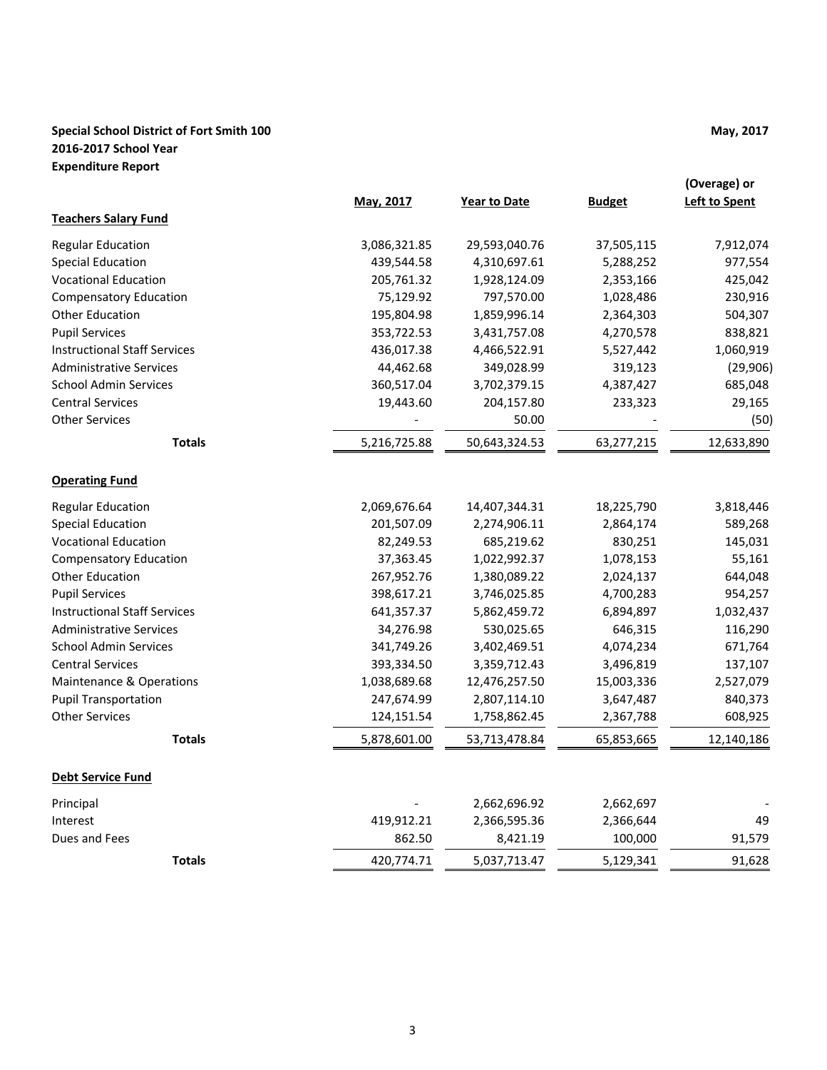**Special School District of Fort Smith 100**
**2016-2017 School Year**
**Expenditure Report**

**May, 2017**

| | May, 2017 | Year to Date | Budget | (Overage) or Left to Spent |
|---|---|---|---|---|
| **Teachers Salary Fund** | | | | |
| Regular Education | 3,086,321.85 | 29,593,040.76 | 37,505,115 | 7,912,074 |
| Special Education | 439,544.58 | 4,310,697.61 | 5,288,252 | 977,554 |
| Vocational Education | 205,761.32 | 1,928,124.09 | 2,353,166 | 425,042 |
| Compensatory Education | 75,129.92 | 797,570.00 | 1,028,486 | 230,916 |
| Other Education | 195,804.98 | 1,859,996.14 | 2,364,303 | 504,307 |
| Pupil Services | 353,722.53 | 3,431,757.08 | 4,270,578 | 838,821 |
| Instructional Staff Services | 436,017.38 | 4,466,522.91 | 5,527,442 | 1,060,919 |
| Administrative Services | 44,462.68 | 349,028.99 | 319,123 | (29,906) |
| School Admin Services | 360,517.04 | 3,702,379.15 | 4,387,427 | 685,048 |
| Central Services | 19,443.60 | 204,157.80 | 233,323 | 29,165 |
| Other Services | - | 50.00 | - | (50) |
| **Totals** | 5,216,725.88 | 50,643,324.53 | 63,277,215 | 12,633,890 |
| **Operating Fund** | | | | |
| Regular Education | 2,069,676.64 | 14,407,344.31 | 18,225,790 | 3,818,446 |
| Special Education | 201,507.09 | 2,274,906.11 | 2,864,174 | 589,268 |
| Vocational Education | 82,249.53 | 685,219.62 | 830,251 | 145,031 |
| Compensatory Education | 37,363.45 | 1,022,992.37 | 1,078,153 | 55,161 |
| Other Education | 267,952.76 | 1,380,089.22 | 2,024,137 | 644,048 |
| Pupil Services | 398,617.21 | 3,746,025.85 | 4,700,283 | 954,257 |
| Instructional Staff Services | 641,357.37 | 5,862,459.72 | 6,894,897 | 1,032,437 |
| Administrative Services | 34,276.98 | 530,025.65 | 646,315 | 116,290 |
| School Admin Services | 341,749.26 | 3,402,469.51 | 4,074,234 | 671,764 |
| Central Services | 393,334.50 | 3,359,712.43 | 3,496,819 | 137,107 |
| Maintenance & Operations | 1,038,689.68 | 12,476,257.50 | 15,003,336 | 2,527,079 |
| Pupil Transportation | 247,674.99 | 2,807,114.10 | 3,647,487 | 840,373 |
| Other Services | 124,151.54 | 1,758,862.45 | 2,367,788 | 608,925 |
| **Totals** | 5,878,601.00 | 53,713,478.84 | 65,853,665 | 12,140,186 |
| **Debt Service Fund** | | | | |
| Principal | - | 2,662,696.92 | 2,662,697 | - |
| Interest | 419,912.21 | 2,366,595.36 | 2,366,644 | 49 |
| Dues and Fees | 862.50 | 8,421.19 | 100,000 | 91,579 |
| **Totals** | 420,774.71 | 5,037,713.47 | 5,129,341 | 91,628 |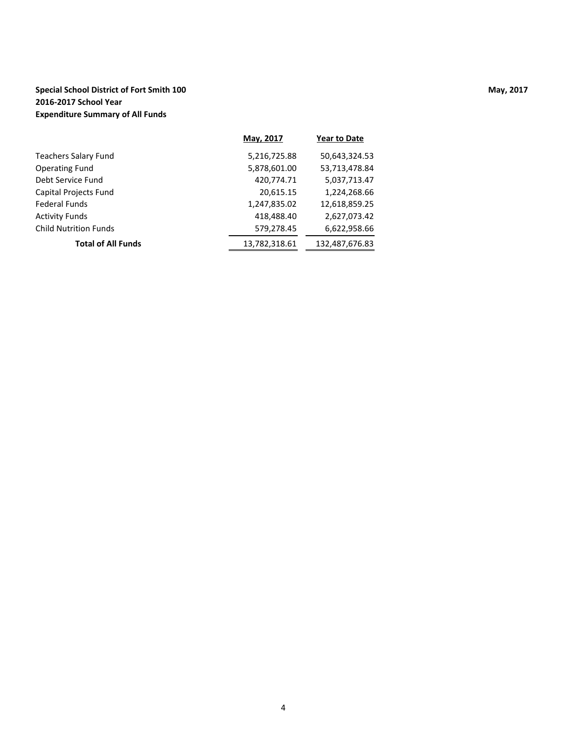**Special School District of Fort Smith 100**
**2016-2017 School Year**
**Expenditure Summary of All Funds**

**May, 2017**

| | May, 2017 | Year to Date |
|---|---|---|
| Teachers Salary Fund | 5,216,725.88 | 50,643,324.53 |
| Operating Fund | 5,878,601.00 | 53,713,478.84 |
| Debt Service Fund | 420,774.71 | 5,037,713.47 |
| Capital Projects Fund | 20,615.15 | 1,224,268.66 |
| Federal Funds | 1,247,835.02 | 12,618,859.25 |
| Activity Funds | 418,488.40 | 2,627,073.42 |
| Child Nutrition Funds | 579,278.45 | 6,622,958.66 |
| **Total of All Funds** | 13,782,318.61 | 132,487,676.83 |